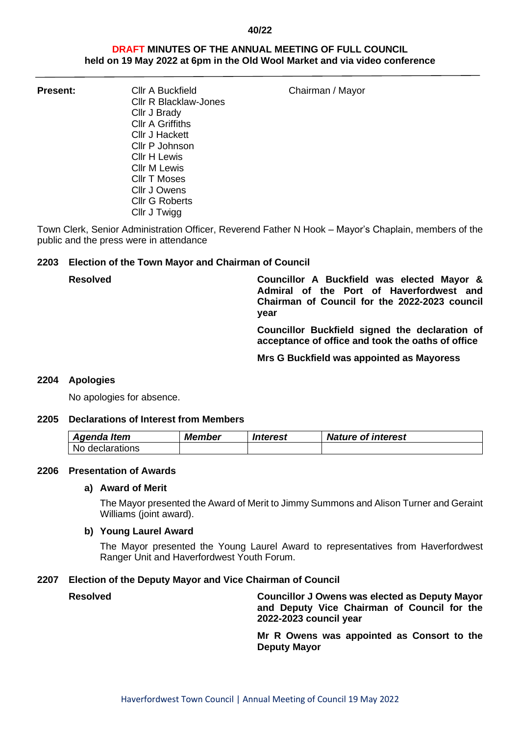40/22

# DRAFT MINUTES OF THE ANNUAL MEETING OF FULL COUNCIL
## held on 19 May 2022 at 6pm in the Old Wool Market and via video conference

---

**Present:**

Cllr A Buckfield — Chairman / Mayor
Cllr R Blacklaw-Jones
Cllr J Brady
Cllr A Griffiths
Cllr J Hackett
Cllr P Johnson
Cllr H Lewis
Cllr M Lewis
Cllr T Moses
Cllr J Owens
Cllr G Roberts
Cllr J Twigg

Town Clerk, Senior Administration Officer, Reverend Father N Hook – Mayor's Chaplain, members of the public and the press were in attendance

### 2203 Election of the Town Mayor and Chairman of Council

**Resolved**

**Councillor A Buckfield was elected Mayor & Admiral of the Port of Haverfordwest and Chairman of Council for the 2022-2023 council year**

**Councillor Buckfield signed the declaration of acceptance of office and took the oaths of office**

**Mrs G Buckfield was appointed as Mayoress**

### 2204 Apologies

No apologies for absence.

### 2205 Declarations of Interest from Members

| *Agenda Item* | *Member* | *Interest* | *Nature of interest* |
|---|---|---|---|
| No declarations | | | |

### 2206 Presentation of Awards

**a) Award of Merit**

The Mayor presented the Award of Merit to Jimmy Summons and Alison Turner and Geraint Williams (joint award).

**b) Young Laurel Award**

The Mayor presented the Young Laurel Award to representatives from Haverfordwest Ranger Unit and Haverfordwest Youth Forum.

### 2207 Election of the Deputy Mayor and Vice Chairman of Council

**Resolved**

**Councillor J Owens was elected as Deputy Mayor and Deputy Vice Chairman of Council for the 2022-2023 council year**

**Mr R Owens was appointed as Consort to the Deputy Mayor**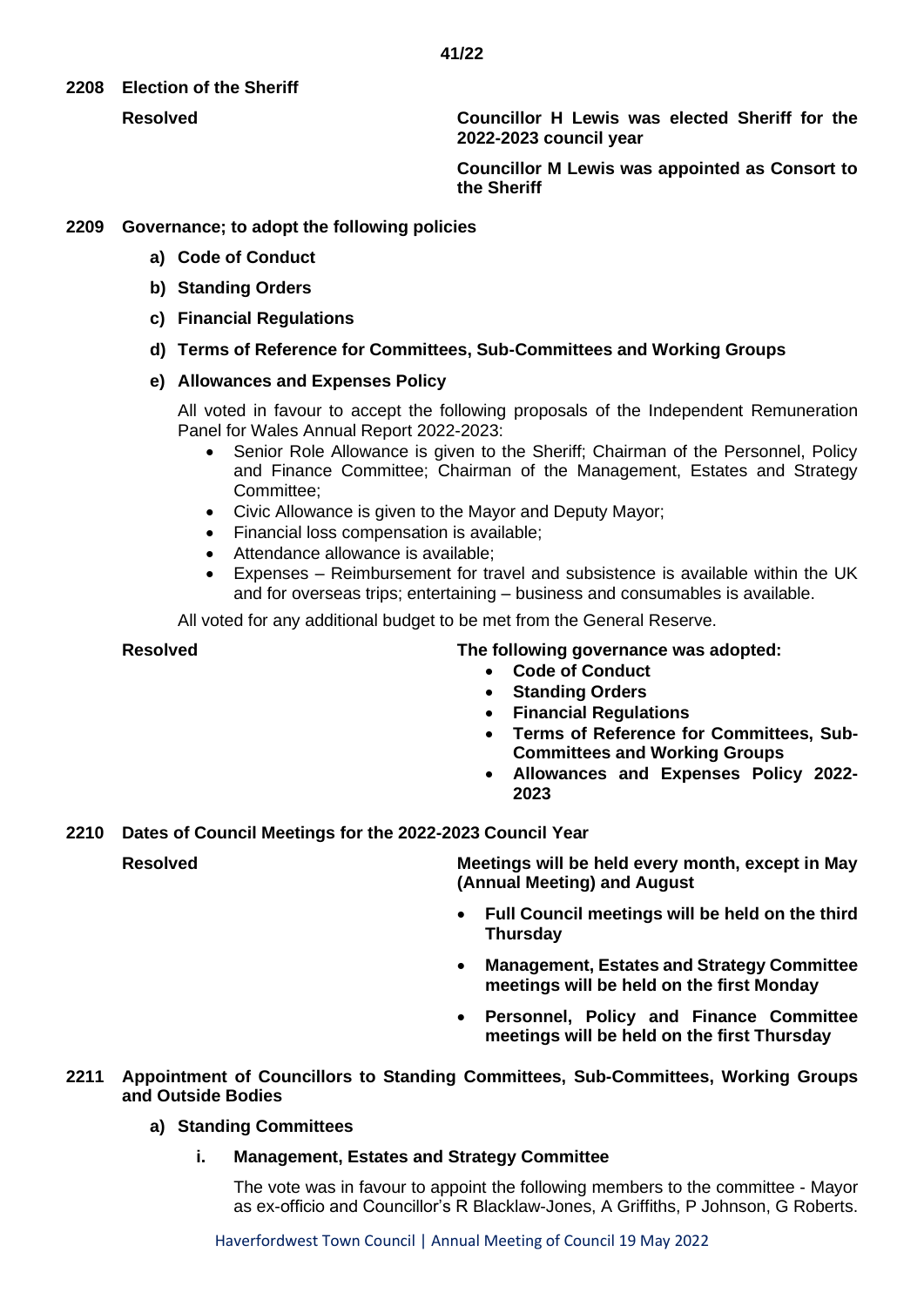**2208 Election of the Sheriff**

**Resolved** **Councillor H Lewis was elected Sheriff for the 2022-2023 council year**

**Councillor M Lewis was appointed as Consort to the Sheriff**

**2209 Governance; to adopt the following policies**

**a) Code of Conduct**

**b) Standing Orders**

**c) Financial Regulations**

**d) Terms of Reference for Committees, Sub-Committees and Working Groups**

**e) Allowances and Expenses Policy**

All voted in favour to accept the following proposals of the Independent Remuneration Panel for Wales Annual Report 2022-2023:

- Senior Role Allowance is given to the Sheriff; Chairman of the Personnel, Policy and Finance Committee; Chairman of the Management, Estates and Strategy Committee;
- Civic Allowance is given to the Mayor and Deputy Mayor;
- Financial loss compensation is available;
- Attendance allowance is available;
- Expenses – Reimbursement for travel and subsistence is available within the UK and for overseas trips; entertaining – business and consumables is available.

All voted for any additional budget to be met from the General Reserve.

**Resolved** **The following governance was adopted:**

- **Code of Conduct**
- **Standing Orders**
- **Financial Regulations**
- **Terms of Reference for Committees, Sub-Committees and Working Groups**
- **Allowances and Expenses Policy 2022-2023**

**2210 Dates of Council Meetings for the 2022-2023 Council Year**

**Resolved** **Meetings will be held every month, except in May (Annual Meeting) and August**

- **Full Council meetings will be held on the third Thursday**
- **Management, Estates and Strategy Committee meetings will be held on the first Monday**
- **Personnel, Policy and Finance Committee meetings will be held on the first Thursday**

**2211 Appointment of Councillors to Standing Committees, Sub-Committees, Working Groups and Outside Bodies**

**a) Standing Committees**

**i. Management, Estates and Strategy Committee**

The vote was in favour to appoint the following members to the committee - Mayor as ex-officio and Councillor's R Blacklaw-Jones, A Griffiths, P Johnson, G Roberts.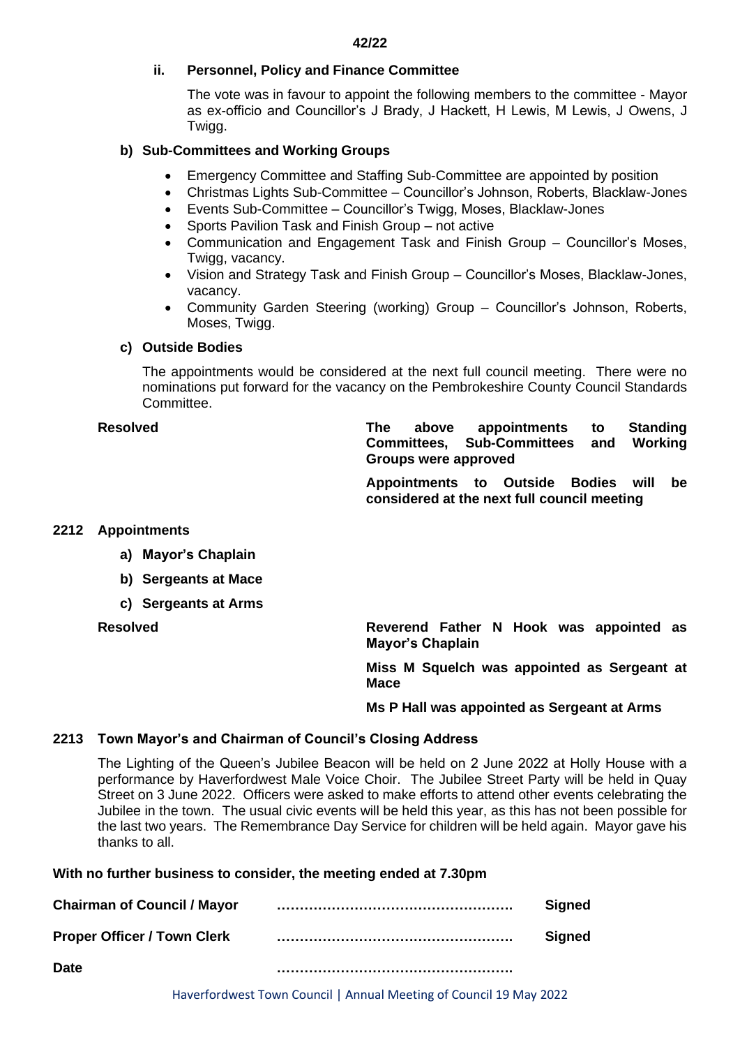### ii. Personnel, Policy and Finance Committee

The vote was in favour to appoint the following members to the committee - Mayor as ex-officio and Councillor's J Brady, J Hackett, H Lewis, M Lewis, J Owens, J Twigg.

### b) Sub-Committees and Working Groups

- Emergency Committee and Staffing Sub-Committee are appointed by position
- Christmas Lights Sub-Committee – Councillor's Johnson, Roberts, Blacklaw-Jones
- Events Sub-Committee – Councillor's Twigg, Moses, Blacklaw-Jones
- Sports Pavilion Task and Finish Group – not active
- Communication and Engagement Task and Finish Group – Councillor's Moses, Twigg, vacancy.
- Vision and Strategy Task and Finish Group – Councillor's Moses, Blacklaw-Jones, vacancy.
- Community Garden Steering (working) Group – Councillor's Johnson, Roberts, Moses, Twigg.

### c) Outside Bodies

The appointments would be considered at the next full council meeting. There were no nominations put forward for the vacancy on the Pembrokeshire County Council Standards Committee.

**Resolved**

**The above appointments to Standing Committees, Sub-Committees and Working Groups were approved**

**Appointments to Outside Bodies will be considered at the next full council meeting**

## 2212 Appointments

**a) Mayor's Chaplain**

**b) Sergeants at Mace**

**c) Sergeants at Arms**

**Resolved**

**Reverend Father N Hook was appointed as Mayor's Chaplain**

**Miss M Squelch was appointed as Sergeant at Mace**

**Ms P Hall was appointed as Sergeant at Arms**

## 2213 Town Mayor's and Chairman of Council's Closing Address

The Lighting of the Queen's Jubilee Beacon will be held on 2 June 2022 at Holly House with a performance by Haverfordwest Male Voice Choir. The Jubilee Street Party will be held in Quay Street on 3 June 2022. Officers were asked to make efforts to attend other events celebrating the Jubilee in the town. The usual civic events will be held this year, as this has not been possible for the last two years. The Remembrance Day Service for children will be held again. Mayor gave his thanks to all.

**With no further business to consider, the meeting ended at 7.30pm**

| | | |
|---|---|---|
| **Chairman of Council / Mayor** | ……………………………………………. | **Signed** |
| **Proper Officer / Town Clerk** | ……………………………………………. | **Signed** |
| **Date** | ……………………………………………. | |